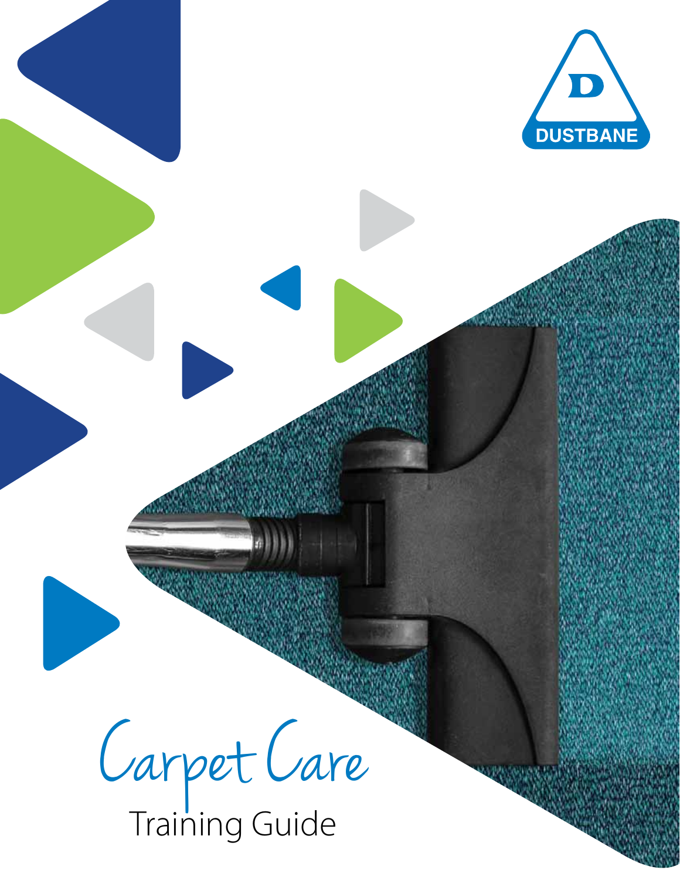DUSTBANE

# Carpet Care

## Training Guide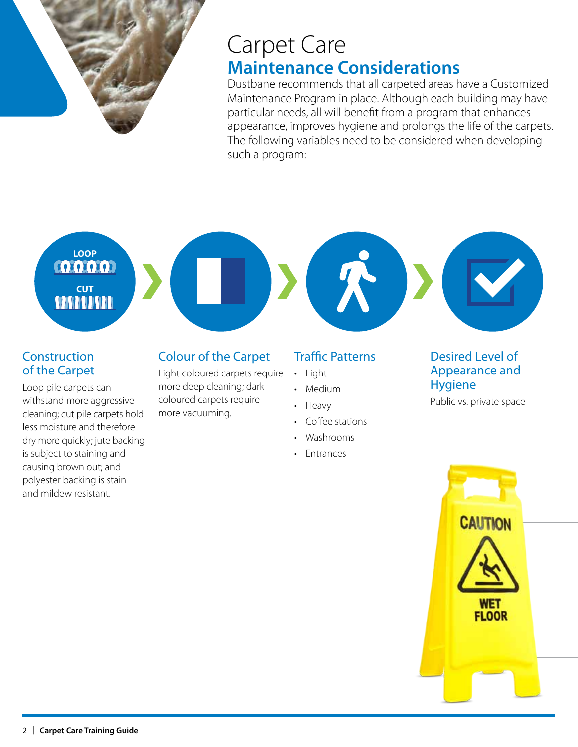# Carpet Care

## Maintenance Considerations

Dustbane recommends that all carpeted areas have a Customized Maintenance Program in place. Although each building may have particular needs, all will benefit from a program that enhances appearance, improves hygiene and prolongs the life of the carpets. The following variables need to be considered when developing such a program:

LOOP

CUT

### Construction of the Carpet

Loop pile carpets can withstand more aggressive cleaning; cut pile carpets hold less moisture and therefore dry more quickly; jute backing is subject to staining and causing brown out; and polyester backing is stain and mildew resistant.

### Colour of the Carpet

Light coloured carpets require more deep cleaning; dark coloured carpets require more vacuuming.

### Traffic Patterns

- Light
- Medium
- Heavy
- Coffee stations
- Washrooms
- Entrances

### Desired Level of Appearance and Hygiene

Public vs. private space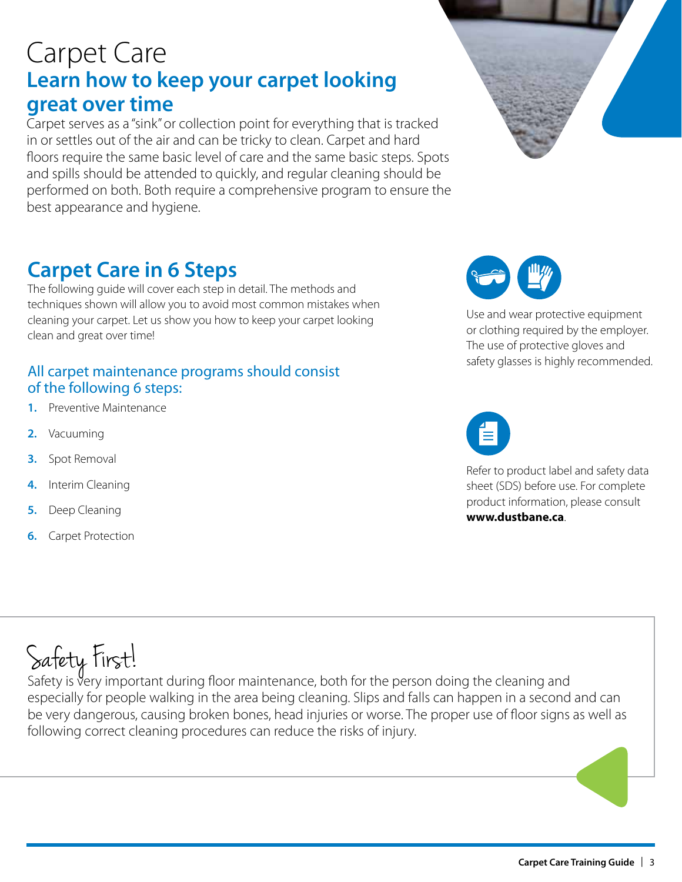# Carpet Care

## Learn how to keep your carpet looking great over time

Carpet serves as a "sink" or collection point for everything that is tracked in or settles out of the air and can be tricky to clean. Carpet and hard floors require the same basic level of care and the same basic steps. Spots and spills should be attended to quickly, and regular cleaning should be performed on both. Both require a comprehensive program to ensure the best appearance and hygiene.

## Carpet Care in 6 Steps

The following guide will cover each step in detail. The methods and techniques shown will allow you to avoid most common mistakes when cleaning your carpet. Let us show you how to keep your carpet looking clean and great over time!

### All carpet maintenance programs should consist of the following 6 steps:

1. Preventive Maintenance
2. Vacuuming
3. Spot Removal
4. Interim Cleaning
5. Deep Cleaning
6. Carpet Protection

Use and wear protective equipment or clothing required by the employer. The use of protective gloves and safety glasses is highly recommended.

Refer to product label and safety data sheet (SDS) before use. For complete product information, please consult **www.dustbane.ca**.

## Safety First!

Safety is very important during floor maintenance, both for the person doing the cleaning and especially for people walking in the area being cleaning. Slips and falls can happen in a second and can be very dangerous, causing broken bones, head injuries or worse. The proper use of floor signs as well as following correct cleaning procedures can reduce the risks of injury.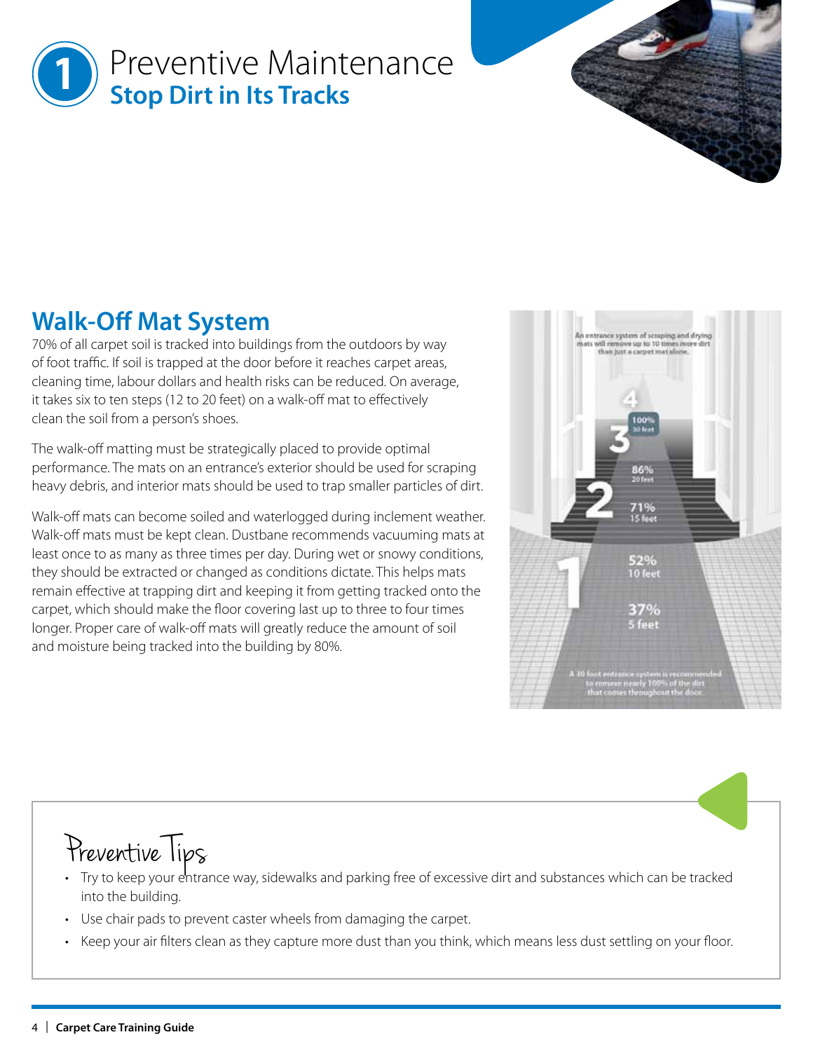# 1 Preventive Maintenance

## Stop Dirt in Its Tracks

## Walk-Off Mat System

70% of all carpet soil is tracked into buildings from the outdoors by way of foot traffic. If soil is trapped at the door before it reaches carpet areas, cleaning time, labour dollars and health risks can be reduced. On average, it takes six to ten steps (12 to 20 feet) on a walk-off mat to effectively clean the soil from a person's shoes.

The walk-off matting must be strategically placed to provide optimal performance. The mats on an entrance's exterior should be used for scraping heavy debris, and interior mats should be used to trap smaller particles of dirt.

Walk-off mats can become soiled and waterlogged during inclement weather. Walk-off mats must be kept clean. Dustbane recommends vacuuming mats at least once to as many as three times per day. During wet or snowy conditions, they should be extracted or changed as conditions dictate. This helps mats remain effective at trapping dirt and keeping it from getting tracked onto the carpet, which should make the floor covering last up to three to four times longer. Proper care of walk-off mats will greatly reduce the amount of soil and moisture being tracked into the building by 80%.

An entrance system of scraping and drying mats will remove up to 10 times more dirt than just a carpet mat alone.

- 100% – 30 feet
- 86% – 20 feet
- 71% – 15 feet
- 52% – 10 feet
- 37% – 5 feet

A 30 foot entrance system is recommended to remove nearly 100% of the dirt that comes throughout the door.

## Preventive Tips

- Try to keep your entrance way, sidewalks and parking free of excessive dirt and substances which can be tracked into the building.
- Use chair pads to prevent caster wheels from damaging the carpet.
- Keep your air filters clean as they capture more dust than you think, which means less dust settling on your floor.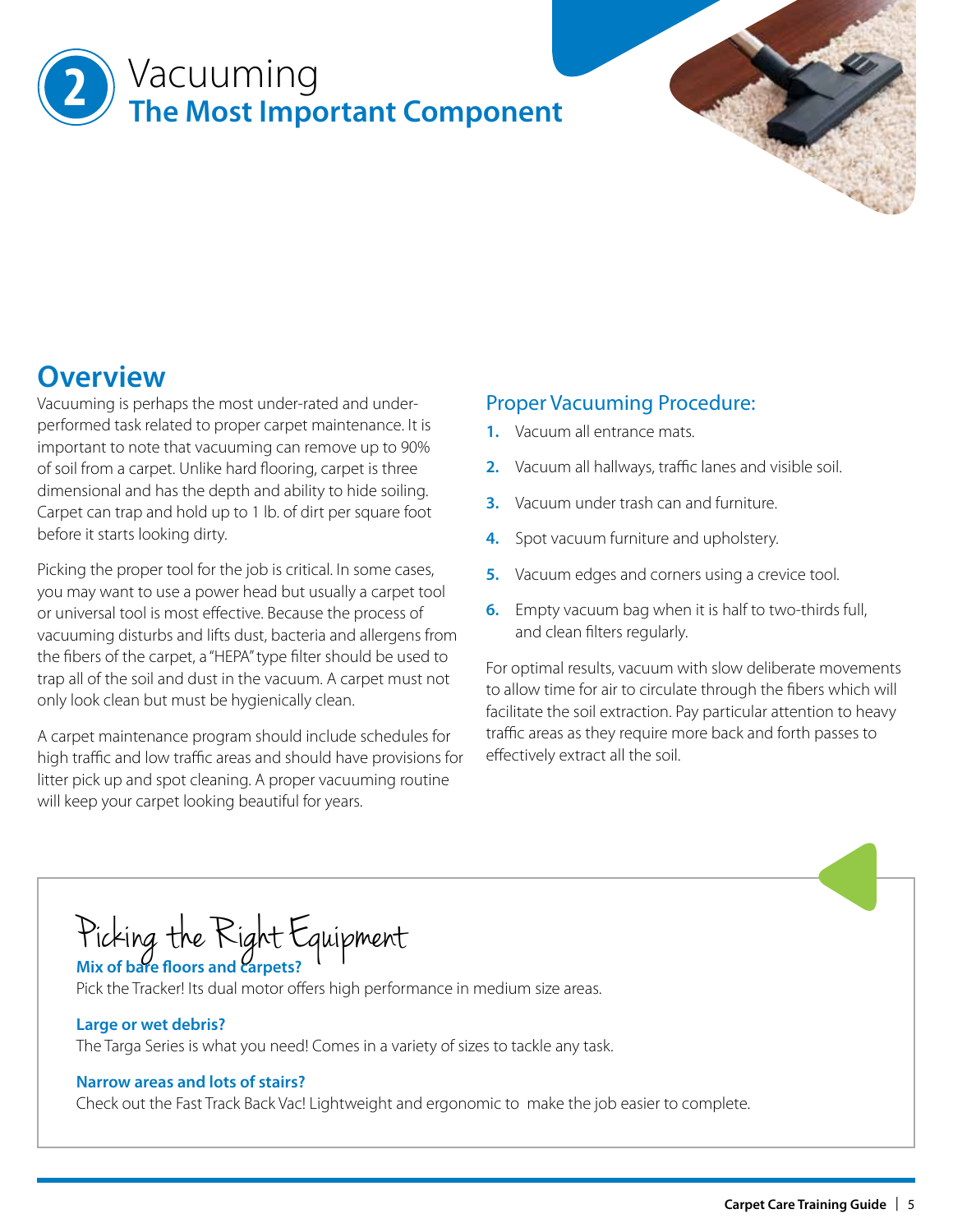# 2 Vacuuming
## The Most Important Component

## Overview

Vacuuming is perhaps the most under-rated and under-performed task related to proper carpet maintenance. It is important to note that vacuuming can remove up to 90% of soil from a carpet. Unlike hard flooring, carpet is three dimensional and has the depth and ability to hide soiling. Carpet can trap and hold up to 1 lb. of dirt per square foot before it starts looking dirty.

Picking the proper tool for the job is critical. In some cases, you may want to use a power head but usually a carpet tool or universal tool is most effective. Because the process of vacuuming disturbs and lifts dust, bacteria and allergens from the fibers of the carpet, a "HEPA" type filter should be used to trap all of the soil and dust in the vacuum. A carpet must not only look clean but must be hygienically clean.

A carpet maintenance program should include schedules for high traffic and low traffic areas and should have provisions for litter pick up and spot cleaning. A proper vacuuming routine will keep your carpet looking beautiful for years.

### Proper Vacuuming Procedure:

1. Vacuum all entrance mats.
2. Vacuum all hallways, traffic lanes and visible soil.
3. Vacuum under trash can and furniture.
4. Spot vacuum furniture and upholstery.
5. Vacuum edges and corners using a crevice tool.
6. Empty vacuum bag when it is half to two-thirds full, and clean filters regularly.

For optimal results, vacuum with slow deliberate movements to allow time for air to circulate through the fibers which will facilitate the soil extraction. Pay particular attention to heavy traffic areas as they require more back and forth passes to effectively extract all the soil.

### Picking the Right Equipment

**Mix of bare floors and carpets?**
Pick the Tracker! Its dual motor offers high performance in medium size areas.

**Large or wet debris?**
The Targa Series is what you need! Comes in a variety of sizes to tackle any task.

**Narrow areas and lots of stairs?**
Check out the Fast Track Back Vac! Lightweight and ergonomic to make the job easier to complete.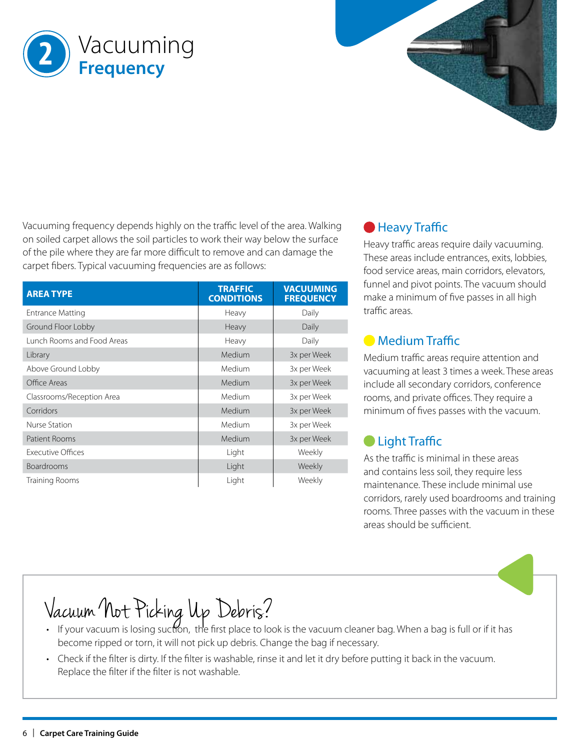# 2 Vacuuming Frequency

Vacuuming frequency depends highly on the traffic level of the area. Walking on soiled carpet allows the soil particles to work their way below the surface of the pile where they are far more difficult to remove and can damage the carpet fibers. Typical vacuuming frequencies are as follows:

| AREA TYPE | TRAFFIC CONDITIONS | VACUUMING FREQUENCY |
|---|---|---|
| Entrance Matting | Heavy | Daily |
| Ground Floor Lobby | Heavy | Daily |
| Lunch Rooms and Food Areas | Heavy | Daily |
| Library | Medium | 3x per Week |
| Above Ground Lobby | Medium | 3x per Week |
| Office Areas | Medium | 3x per Week |
| Classrooms/Reception Area | Medium | 3x per Week |
| Corridors | Medium | 3x per Week |
| Nurse Station | Medium | 3x per Week |
| Patient Rooms | Medium | 3x per Week |
| Executive Offices | Light | Weekly |
| Boardrooms | Light | Weekly |
| Training Rooms | Light | Weekly |

### Heavy Traffic

Heavy traffic areas require daily vacuuming. These areas include entrances, exits, lobbies, food service areas, main corridors, elevators, funnel and pivot points. The vacuum should make a minimum of five passes in all high traffic areas.

### Medium Traffic

Medium traffic areas require attention and vacuuming at least 3 times a week. These areas include all secondary corridors, conference rooms, and private offices. They require a minimum of fives passes with the vacuum.

### Light Traffic

As the traffic is minimal in these areas and contains less soil, they require less maintenance. These include minimal use corridors, rarely used boardrooms and training rooms. Three passes with the vacuum in these areas should be sufficient.

## Vacuum Not Picking Up Debris?

- If your vacuum is losing suction, the first place to look is the vacuum cleaner bag. When a bag is full or if it has become ripped or torn, it will not pick up debris. Change the bag if necessary.
- Check if the filter is dirty. If the filter is washable, rinse it and let it dry before putting it back in the vacuum. Replace the filter if the filter is not washable.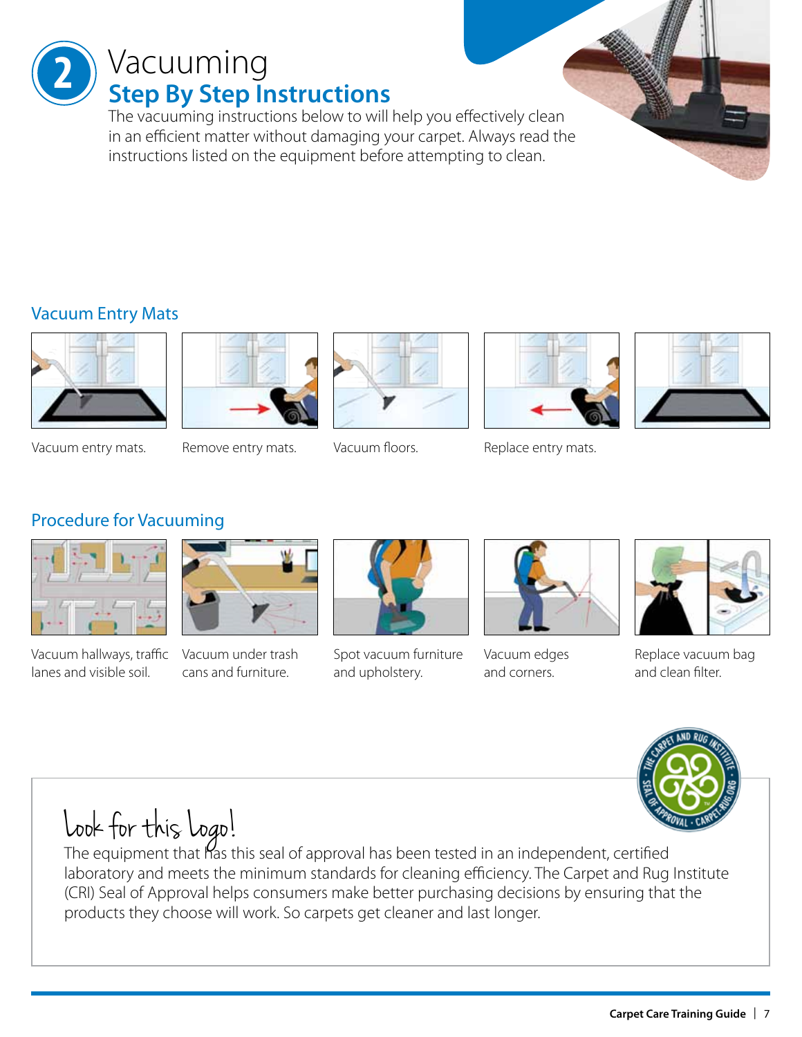# 2 Vacuuming

## Step By Step Instructions

The vacuuming instructions below to will help you effectively clean in an efficient matter without damaging your carpet. Always read the instructions listed on the equipment before attempting to clean.

### Vacuum Entry Mats

Vacuum entry mats.

Remove entry mats.

Vacuum floors.

Replace entry mats.

### Procedure for Vacuuming

Vacuum hallways, traffic lanes and visible soil.

Vacuum under trash cans and furniture.

Spot vacuum furniture and upholstery.

Vacuum edges and corners.

Replace vacuum bag and clean filter.

### Look for this logo!

The equipment that has this seal of approval has been tested in an independent, certified laboratory and meets the minimum standards for cleaning efficiency. The Carpet and Rug Institute (CRI) Seal of Approval helps consumers make better purchasing decisions by ensuring that the products they choose will work. So carpets get cleaner and last longer.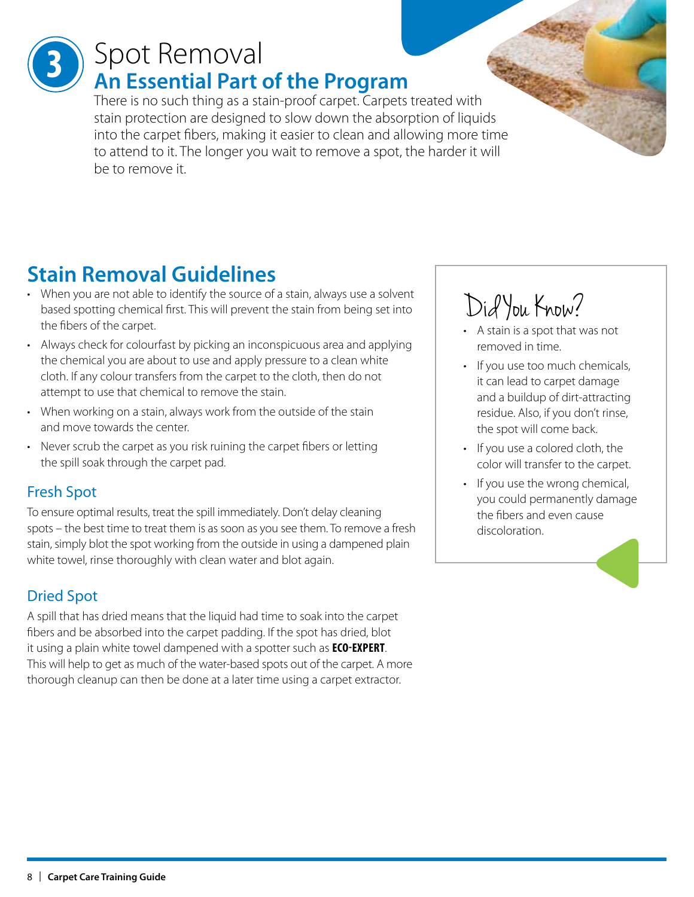# 3 Spot Removal

## An Essential Part of the Program

There is no such thing as a stain-proof carpet. Carpets treated with stain protection are designed to slow down the absorption of liquids into the carpet fibers, making it easier to clean and allowing more time to attend to it. The longer you wait to remove a spot, the harder it will be to remove it.

## Stain Removal Guidelines

- When you are not able to identify the source of a stain, always use a solvent based spotting chemical first. This will prevent the stain from being set into the fibers of the carpet.
- Always check for colourfast by picking an inconspicuous area and applying the chemical you are about to use and apply pressure to a clean white cloth. If any colour transfers from the carpet to the cloth, then do not attempt to use that chemical to remove the stain.
- When working on a stain, always work from the outside of the stain and move towards the center.
- Never scrub the carpet as you risk ruining the carpet fibers or letting the spill soak through the carpet pad.

### Fresh Spot

To ensure optimal results, treat the spill immediately. Don't delay cleaning spots – the best time to treat them is as soon as you see them. To remove a fresh stain, simply blot the spot working from the outside in using a dampened plain white towel, rinse thoroughly with clean water and blot again.

### Dried Spot

A spill that has dried means that the liquid had time to soak into the carpet fibers and be absorbed into the carpet padding. If the spot has dried, blot it using a plain white towel dampened with a spotter such as **ECO-EXPERT**. This will help to get as much of the water-based spots out of the carpet. A more thorough cleanup can then be done at a later time using a carpet extractor.

### Did You Know?

- A stain is a spot that was not removed in time.
- If you use too much chemicals, it can lead to carpet damage and a buildup of dirt-attracting residue. Also, if you don't rinse, the spot will come back.
- If you use a colored cloth, the color will transfer to the carpet.
- If you use the wrong chemical, you could permanently damage the fibers and even cause discoloration.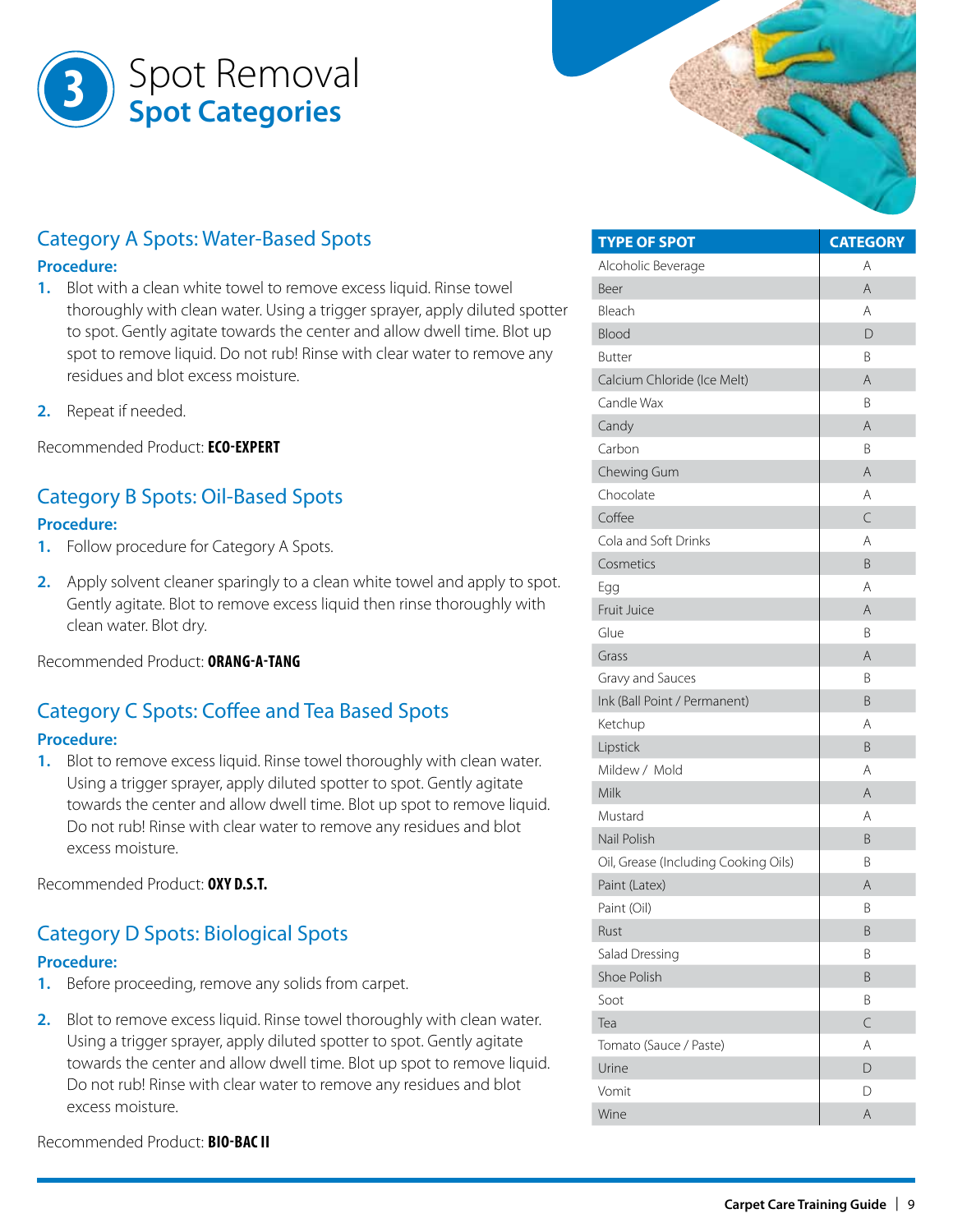# 3 Spot Removal

## Spot Categories

### Category A Spots: Water-Based Spots

**Procedure:**

1. Blot with a clean white towel to remove excess liquid. Rinse towel thoroughly with clean water. Using a trigger sprayer, apply diluted spotter to spot. Gently agitate towards the center and allow dwell time. Blot up spot to remove liquid. Do not rub! Rinse with clear water to remove any residues and blot excess moisture.
2. Repeat if needed.

Recommended Product: **ECO-EXPERT**

### Category B Spots: Oil-Based Spots

**Procedure:**

1. Follow procedure for Category A Spots.
2. Apply solvent cleaner sparingly to a clean white towel and apply to spot. Gently agitate. Blot to remove excess liquid then rinse thoroughly with clean water. Blot dry.

Recommended Product: **ORANG-A-TANG**

### Category C Spots: Coffee and Tea Based Spots

**Procedure:**

1. Blot to remove excess liquid. Rinse towel thoroughly with clean water. Using a trigger sprayer, apply diluted spotter to spot. Gently agitate towards the center and allow dwell time. Blot up spot to remove liquid. Do not rub! Rinse with clear water to remove any residues and blot excess moisture.

Recommended Product: **OXY D.S.T.**

### Category D Spots: Biological Spots

**Procedure:**

1. Before proceeding, remove any solids from carpet.
2. Blot to remove excess liquid. Rinse towel thoroughly with clean water. Using a trigger sprayer, apply diluted spotter to spot. Gently agitate towards the center and allow dwell time. Blot up spot to remove liquid. Do not rub! Rinse with clear water to remove any residues and blot excess moisture.

Recommended Product: **BIO-BAC II**

| TYPE OF SPOT | CATEGORY |
|---|---|
| Alcoholic Beverage | A |
| Beer | A |
| Bleach | A |
| Blood | D |
| Butter | B |
| Calcium Chloride (Ice Melt) | A |
| Candle Wax | B |
| Candy | A |
| Carbon | B |
| Chewing Gum | A |
| Chocolate | A |
| Coffee | C |
| Cola and Soft Drinks | A |
| Cosmetics | B |
| Egg | A |
| Fruit Juice | A |
| Glue | B |
| Grass | A |
| Gravy and Sauces | B |
| Ink (Ball Point / Permanent) | B |
| Ketchup | A |
| Lipstick | B |
| Mildew / Mold | A |
| Milk | A |
| Mustard | A |
| Nail Polish | B |
| Oil, Grease (Including Cooking Oils) | B |
| Paint (Latex) | A |
| Paint (Oil) | B |
| Rust | B |
| Salad Dressing | B |
| Shoe Polish | B |
| Soot | B |
| Tea | C |
| Tomato (Sauce / Paste) | A |
| Urine | D |
| Vomit | D |
| Wine | A |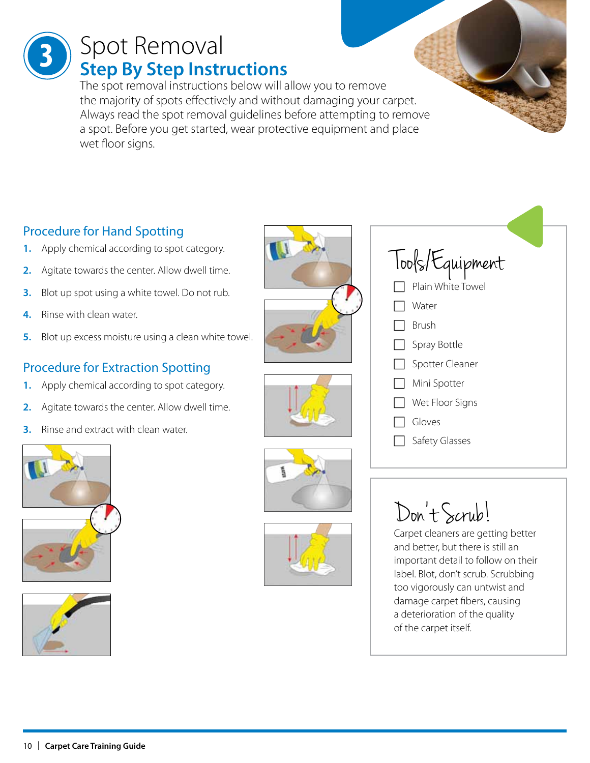# 3 Spot Removal

## Step By Step Instructions

The spot removal instructions below will allow you to remove the majority of spots effectively and without damaging your carpet. Always read the spot removal guidelines before attempting to remove a spot. Before you get started, wear protective equipment and place wet floor signs.

### Procedure for Hand Spotting

1. Apply chemical according to spot category.
2. Agitate towards the center. Allow dwell time.
3. Blot up spot using a white towel. Do not rub.
4. Rinse with clean water.
5. Blot up excess moisture using a clean white towel.

### Procedure for Extraction Spotting

1. Apply chemical according to spot category.
2. Agitate towards the center. Allow dwell time.
3. Rinse and extract with clean water.

### Tools/Equipment

- [ ] Plain White Towel
- [ ] Water
- [ ] Brush
- [ ] Spray Bottle
- [ ] Spotter Cleaner
- [ ] Mini Spotter
- [ ] Wet Floor Signs
- [ ] Gloves
- [ ] Safety Glasses

### Don't Scrub!

Carpet cleaners are getting better and better, but there is still an important detail to follow on their label. Blot, don't scrub. Scrubbing too vigorously can untwist and damage carpet fibers, causing a deterioration of the quality of the carpet itself.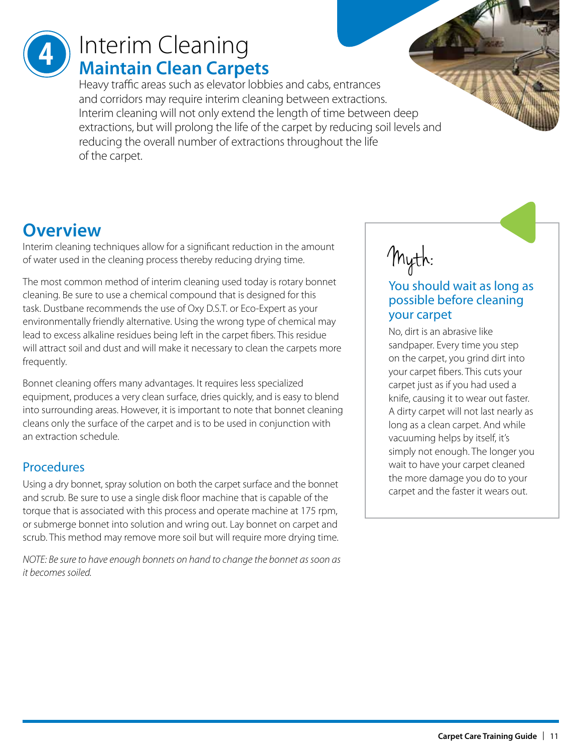# 4 Interim Cleaning

## Maintain Clean Carpets

Heavy traffic areas such as elevator lobbies and cabs, entrances and corridors may require interim cleaning between extractions. Interim cleaning will not only extend the length of time between deep extractions, but will prolong the life of the carpet by reducing soil levels and reducing the overall number of extractions throughout the life of the carpet.

## Overview

Interim cleaning techniques allow for a significant reduction in the amount of water used in the cleaning process thereby reducing drying time.

The most common method of interim cleaning used today is rotary bonnet cleaning. Be sure to use a chemical compound that is designed for this task. Dustbane recommends the use of Oxy D.S.T. or Eco-Expert as your environmentally friendly alternative. Using the wrong type of chemical may lead to excess alkaline residues being left in the carpet fibers. This residue will attract soil and dust and will make it necessary to clean the carpets more frequently.

Bonnet cleaning offers many advantages. It requires less specialized equipment, produces a very clean surface, dries quickly, and is easy to blend into surrounding areas. However, it is important to note that bonnet cleaning cleans only the surface of the carpet and is to be used in conjunction with an extraction schedule.

### Procedures

Using a dry bonnet, spray solution on both the carpet surface and the bonnet and scrub. Be sure to use a single disk floor machine that is capable of the torque that is associated with this process and operate machine at 175 rpm, or submerge bonnet into solution and wring out. Lay bonnet on carpet and scrub. This method may remove more soil but will require more drying time.

*NOTE: Be sure to have enough bonnets on hand to change the bonnet as soon as it becomes soiled.*

> **Myth:**
>
> **You should wait as long as possible before cleaning your carpet**
>
> No, dirt is an abrasive like sandpaper. Every time you step on the carpet, you grind dirt into your carpet fibers. This cuts your carpet just as if you had used a knife, causing it to wear out faster. A dirty carpet will not last nearly as long as a clean carpet. And while vacuuming helps by itself, it's simply not enough. The longer you wait to have your carpet cleaned the more damage you do to your carpet and the faster it wears out.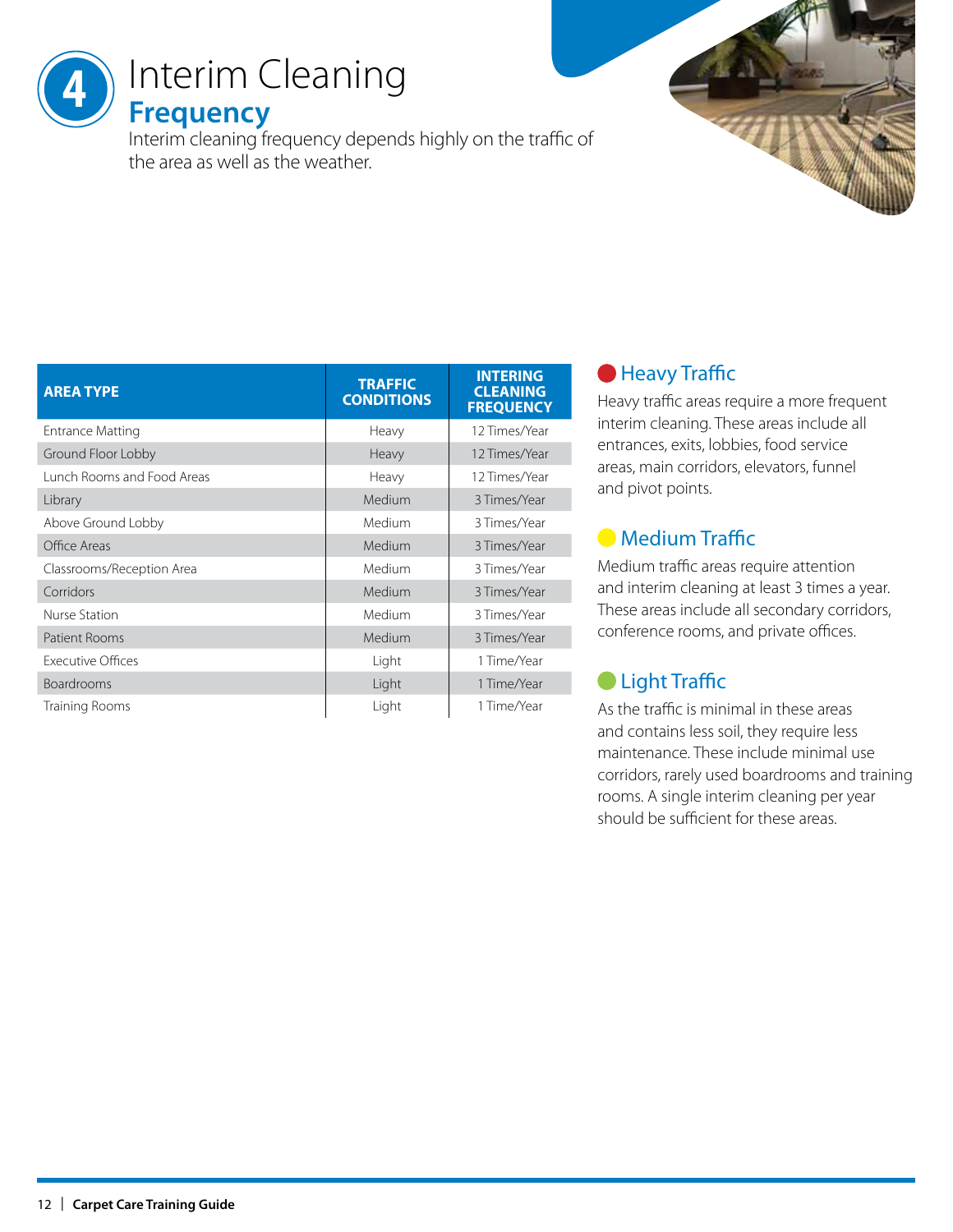# 4 Interim Cleaning

## Frequency

Interim cleaning frequency depends highly on the traffic of the area as well as the weather.

| AREA TYPE | TRAFFIC CONDITIONS | INTERING CLEANING FREQUENCY |
|---|---|---|
| Entrance Matting | Heavy | 12 Times/Year |
| Ground Floor Lobby | Heavy | 12 Times/Year |
| Lunch Rooms and Food Areas | Heavy | 12 Times/Year |
| Library | Medium | 3 Times/Year |
| Above Ground Lobby | Medium | 3 Times/Year |
| Office Areas | Medium | 3 Times/Year |
| Classrooms/Reception Area | Medium | 3 Times/Year |
| Corridors | Medium | 3 Times/Year |
| Nurse Station | Medium | 3 Times/Year |
| Patient Rooms | Medium | 3 Times/Year |
| Executive Offices | Light | 1 Time/Year |
| Boardrooms | Light | 1 Time/Year |
| Training Rooms | Light | 1 Time/Year |

### Heavy Traffic

Heavy traffic areas require a more frequent interim cleaning. These areas include all entrances, exits, lobbies, food service areas, main corridors, elevators, funnel and pivot points.

### Medium Traffic

Medium traffic areas require attention and interim cleaning at least 3 times a year. These areas include all secondary corridors, conference rooms, and private offices.

### Light Traffic

As the traffic is minimal in these areas and contains less soil, they require less maintenance. These include minimal use corridors, rarely used boardrooms and training rooms. A single interim cleaning per year should be sufficient for these areas.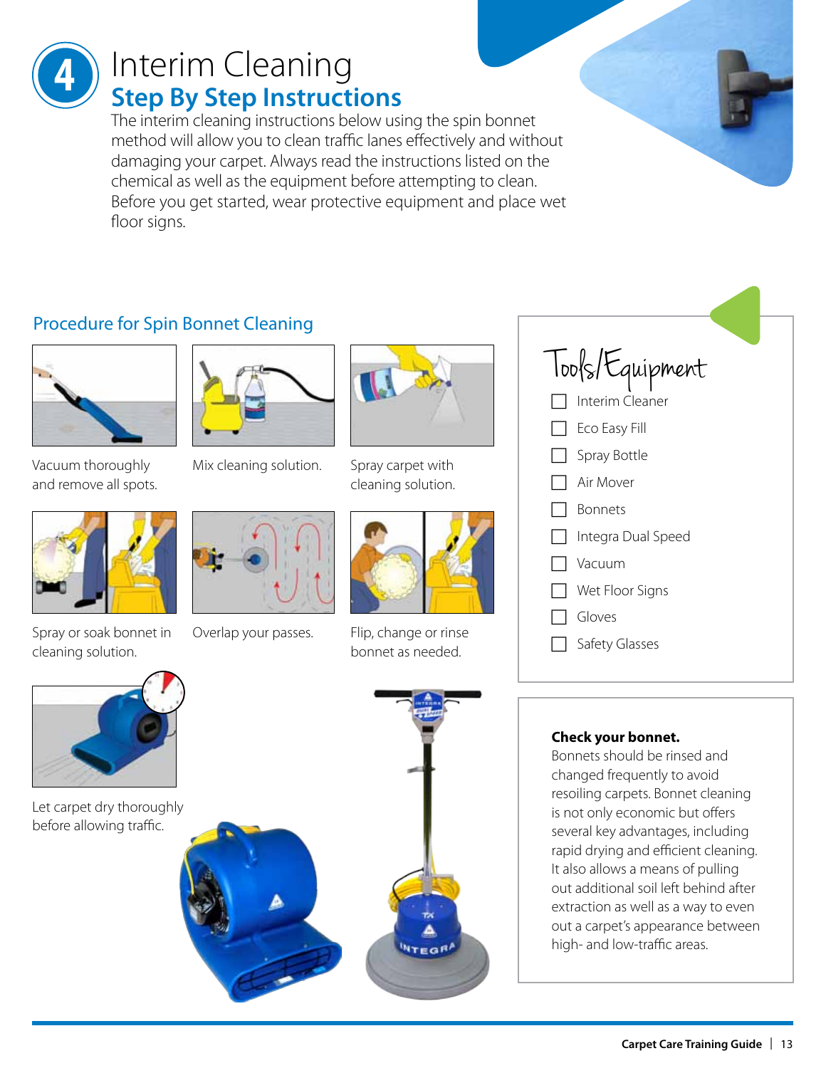# 4 Interim Cleaning

## Step By Step Instructions

The interim cleaning instructions below using the spin bonnet method will allow you to clean traffic lanes effectively and without damaging your carpet. Always read the instructions listed on the chemical as well as the equipment before attempting to clean. Before you get started, wear protective equipment and place wet floor signs.

### Procedure for Spin Bonnet Cleaning

Vacuum thoroughly and remove all spots.

Mix cleaning solution.

Spray carpet with cleaning solution.

Spray or soak bonnet in cleaning solution.

Overlap your passes.

Flip, change or rinse bonnet as needed.

Let carpet dry thoroughly before allowing traffic.

### Tools/Equipment

- [ ] Interim Cleaner
- [ ] Eco Easy Fill
- [ ] Spray Bottle
- [ ] Air Mover
- [ ] Bonnets
- [ ] Integra Dual Speed
- [ ] Vacuum
- [ ] Wet Floor Signs
- [ ] Gloves
- [ ] Safety Glasses

**Check your bonnet.**

Bonnets should be rinsed and changed frequently to avoid resoiling carpets. Bonnet cleaning is not only economic but offers several key advantages, including rapid drying and efficient cleaning. It also allows a means of pulling out additional soil left behind after extraction as well as a way to even out a carpet's appearance between high- and low-traffic areas.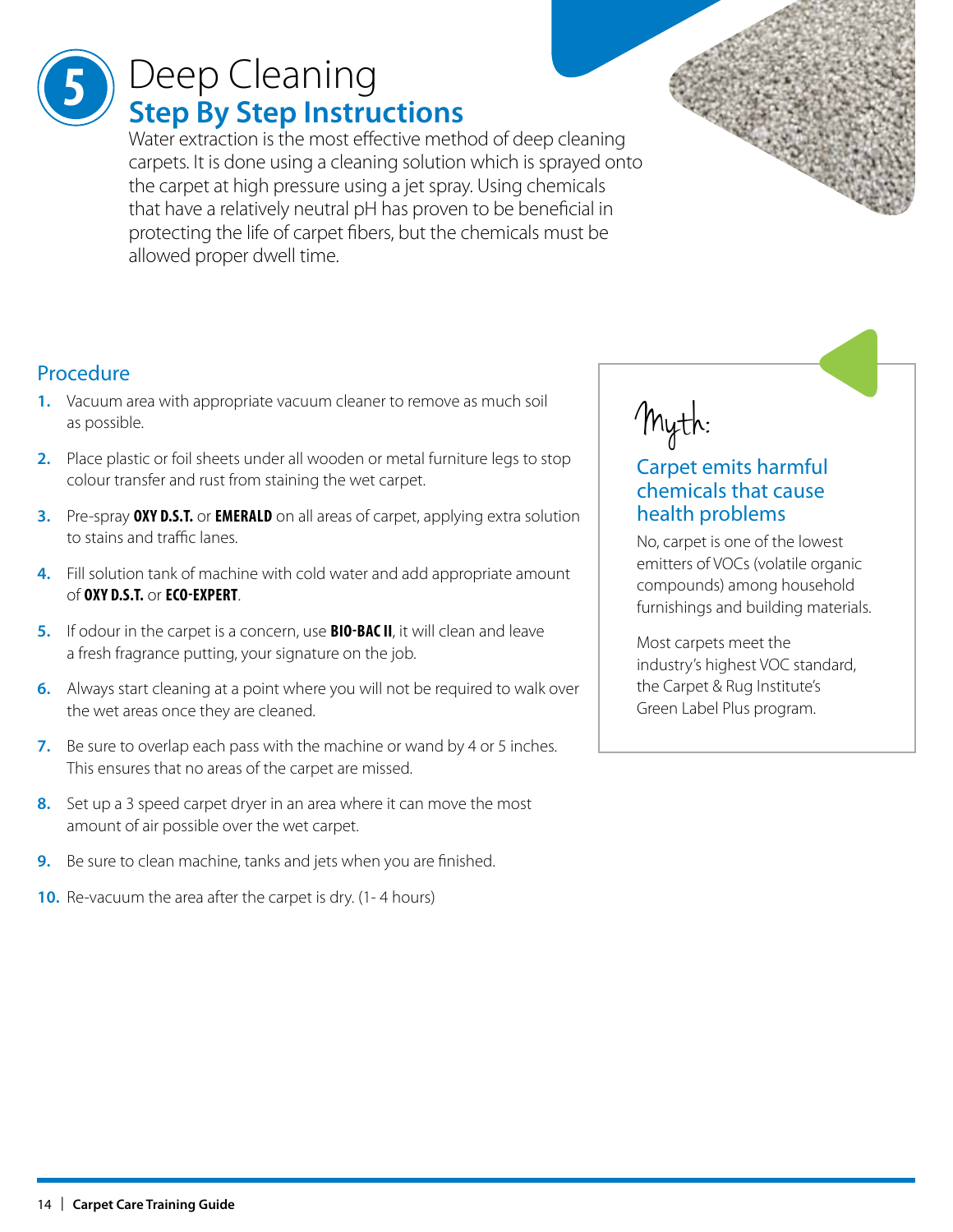# 5 Deep Cleaning

## Step By Step Instructions

Water extraction is the most effective method of deep cleaning carpets. It is done using a cleaning solution which is sprayed onto the carpet at high pressure using a jet spray. Using chemicals that have a relatively neutral pH has proven to be beneficial in protecting the life of carpet fibers, but the chemicals must be allowed proper dwell time.

### Procedure

1. Vacuum area with appropriate vacuum cleaner to remove as much soil as possible.
2. Place plastic or foil sheets under all wooden or metal furniture legs to stop colour transfer and rust from staining the wet carpet.
3. Pre-spray **OXY D.S.T.** or **EMERALD** on all areas of carpet, applying extra solution to stains and traffic lanes.
4. Fill solution tank of machine with cold water and add appropriate amount of **OXY D.S.T.** or **ECO-EXPERT**.
5. If odour in the carpet is a concern, use **BIO-BAC II**, it will clean and leave a fresh fragrance putting, your signature on the job.
6. Always start cleaning at a point where you will not be required to walk over the wet areas once they are cleaned.
7. Be sure to overlap each pass with the machine or wand by 4 or 5 inches. This ensures that no areas of the carpet are missed.
8. Set up a 3 speed carpet dryer in an area where it can move the most amount of air possible over the wet carpet.
9. Be sure to clean machine, tanks and jets when you are finished.
10. Re-vacuum the area after the carpet is dry. (1- 4 hours)

Myth:

### Carpet emits harmful chemicals that cause health problems

No, carpet is one of the lowest emitters of VOCs (volatile organic compounds) among household furnishings and building materials.

Most carpets meet the industry's highest VOC standard, the Carpet & Rug Institute's Green Label Plus program.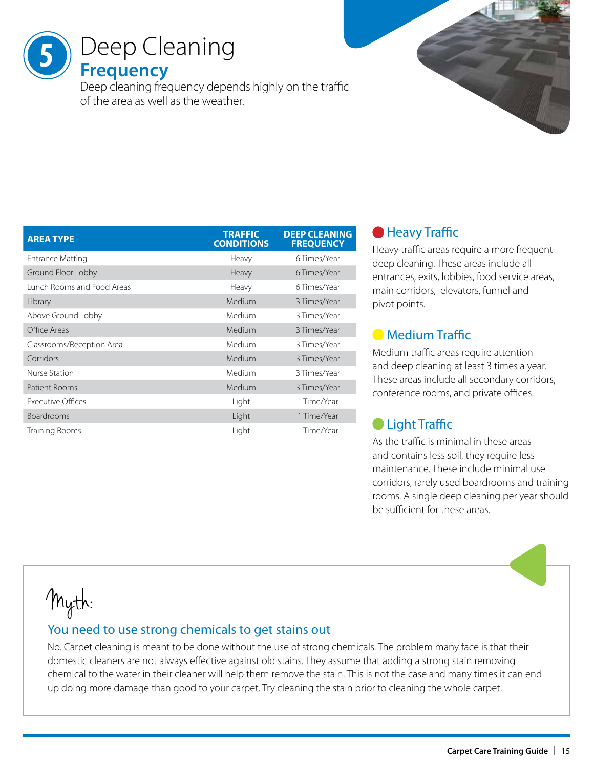# 5 Deep Cleaning

## Frequency

Deep cleaning frequency depends highly on the traffic of the area as well as the weather.

| AREA TYPE | TRAFFIC CONDITIONS | DEEP CLEANING FREQUENCY |
|---|---|---|
| Entrance Matting | Heavy | 6 Times/Year |
| Ground Floor Lobby | Heavy | 6 Times/Year |
| Lunch Rooms and Food Areas | Heavy | 6 Times/Year |
| Library | Medium | 3 Times/Year |
| Above Ground Lobby | Medium | 3 Times/Year |
| Office Areas | Medium | 3 Times/Year |
| Classrooms/Reception Area | Medium | 3 Times/Year |
| Corridors | Medium | 3 Times/Year |
| Nurse Station | Medium | 3 Times/Year |
| Patient Rooms | Medium | 3 Times/Year |
| Executive Offices | Light | 1 Time/Year |
| Boardrooms | Light | 1 Time/Year |
| Training Rooms | Light | 1 Time/Year |

### Heavy Traffic

Heavy traffic areas require a more frequent deep cleaning. These areas include all entrances, exits, lobbies, food service areas, main corridors, elevators, funnel and pivot points.

### Medium Traffic

Medium traffic areas require attention and deep cleaning at least 3 times a year. These areas include all secondary corridors, conference rooms, and private offices.

### Light Traffic

As the traffic is minimal in these areas and contains less soil, they require less maintenance. These include minimal use corridors, rarely used boardrooms and training rooms. A single deep cleaning per year should be sufficient for these areas.

Myth:

### You need to use strong chemicals to get stains out

No. Carpet cleaning is meant to be done without the use of strong chemicals. The problem many face is that their domestic cleaners are not always effective against old stains. They assume that adding a strong stain removing chemical to the water in their cleaner will help them remove the stain. This is not the case and many times it can end up doing more damage than good to your carpet. Try cleaning the stain prior to cleaning the whole carpet.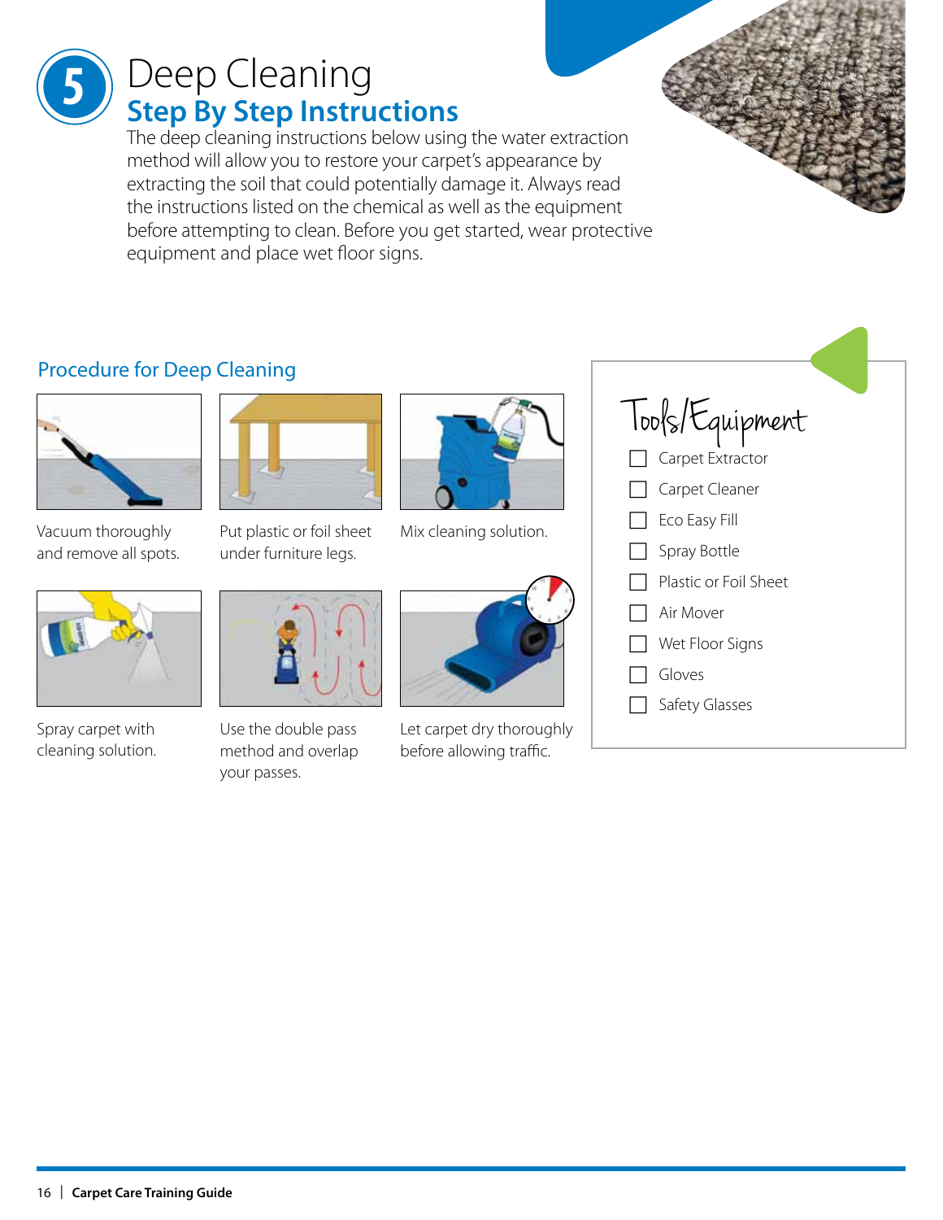# 5 Deep Cleaning

## Step By Step Instructions

The deep cleaning instructions below using the water extraction method will allow you to restore your carpet's appearance by extracting the soil that could potentially damage it. Always read the instructions listed on the chemical as well as the equipment before attempting to clean. Before you get started, wear protective equipment and place wet floor signs.

### Procedure for Deep Cleaning

1. Vacuum thoroughly and remove all spots.
2. Put plastic or foil sheet under furniture legs.
3. Mix cleaning solution.
4. Spray carpet with cleaning solution.
5. Use the double pass method and overlap your passes.
6. Let carpet dry thoroughly before allowing traffic.

### Tools/Equipment

- [ ] Carpet Extractor
- [ ] Carpet Cleaner
- [ ] Eco Easy Fill
- [ ] Spray Bottle
- [ ] Plastic or Foil Sheet
- [ ] Air Mover
- [ ] Wet Floor Signs
- [ ] Gloves
- [ ] Safety Glasses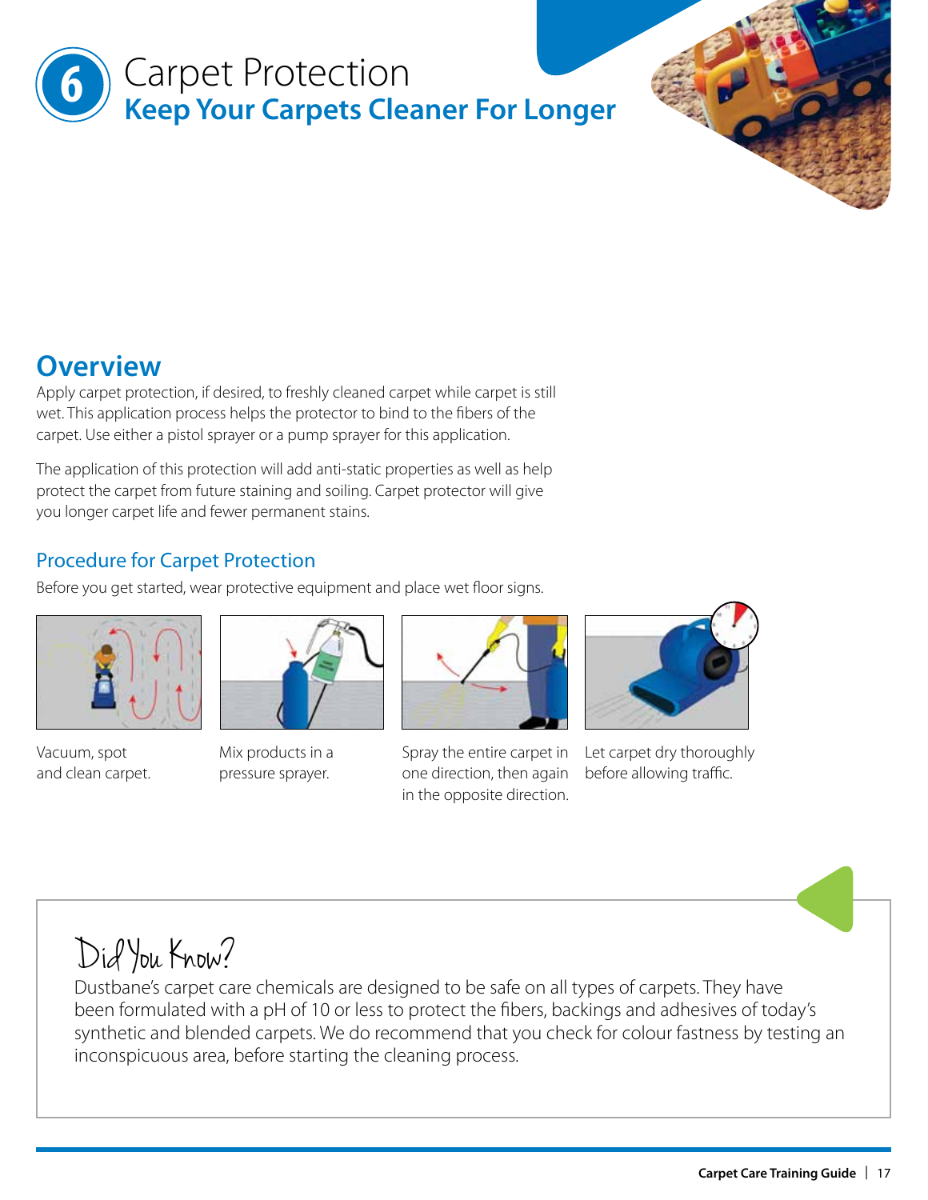# 6 Carpet Protection

## Keep Your Carpets Cleaner For Longer

## Overview

Apply carpet protection, if desired, to freshly cleaned carpet while carpet is still wet. This application process helps the protector to bind to the fibers of the carpet. Use either a pistol sprayer or a pump sprayer for this application.

The application of this protection will add anti-static properties as well as help protect the carpet from future staining and soiling. Carpet protector will give you longer carpet life and fewer permanent stains.

### Procedure for Carpet Protection

Before you get started, wear protective equipment and place wet floor signs.

Vacuum, spot and clean carpet.

Mix products in a pressure sprayer.

Spray the entire carpet in one direction, then again in the opposite direction.

Let carpet dry thoroughly before allowing traffic.

### Did You Know?

Dustbane's carpet care chemicals are designed to be safe on all types of carpets. They have been formulated with a pH of 10 or less to protect the fibers, backings and adhesives of today's synthetic and blended carpets. We do recommend that you check for colour fastness by testing an inconspicuous area, before starting the cleaning process.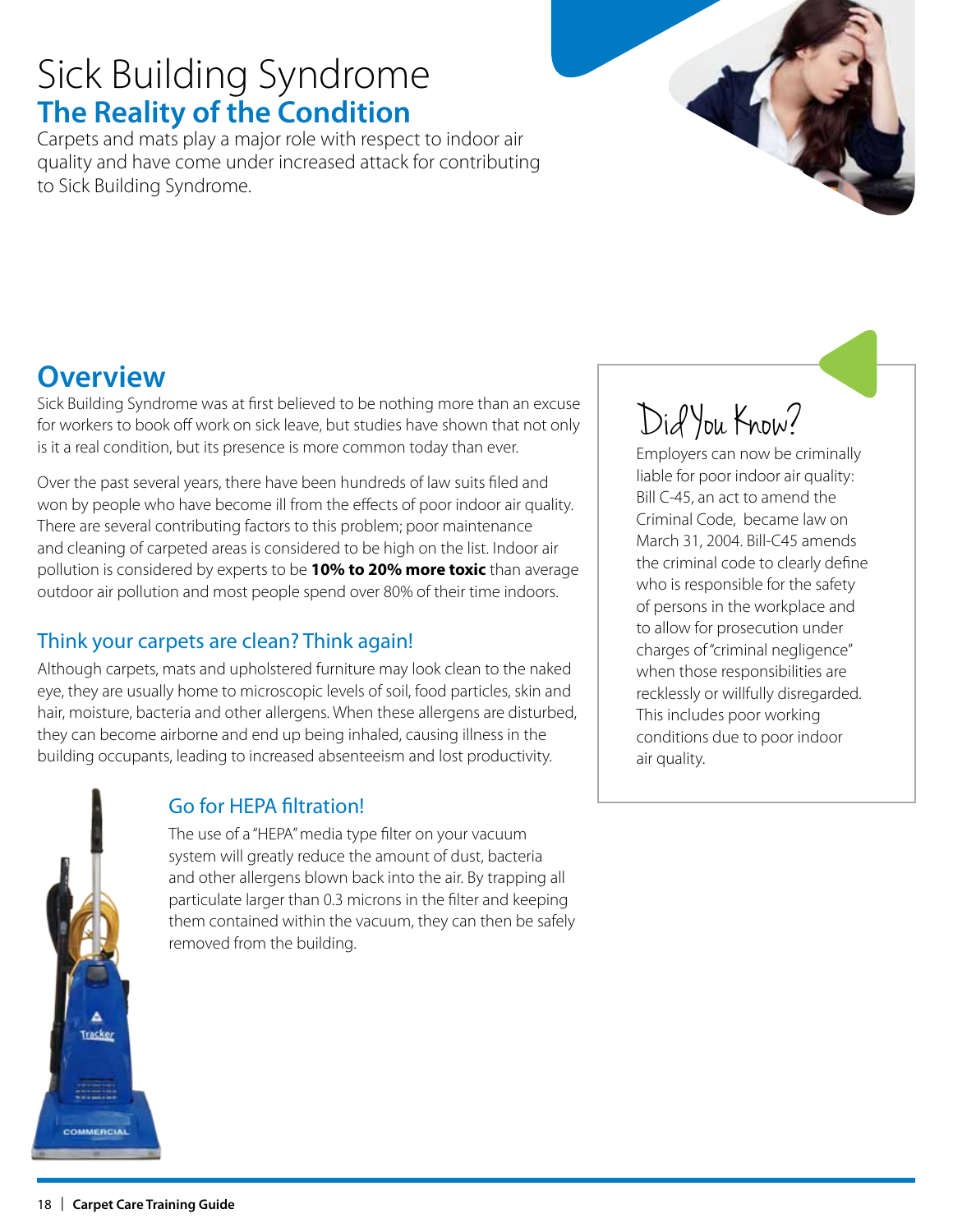# Sick Building Syndrome

## The Reality of the Condition

Carpets and mats play a major role with respect to indoor air quality and have come under increased attack for contributing to Sick Building Syndrome.

## Overview

Sick Building Syndrome was at first believed to be nothing more than an excuse for workers to book off work on sick leave, but studies have shown that not only is it a real condition, but its presence is more common today than ever.

Over the past several years, there have been hundreds of law suits filed and won by people who have become ill from the effects of poor indoor air quality. There are several contributing factors to this problem; poor maintenance and cleaning of carpeted areas is considered to be high on the list. Indoor air pollution is considered by experts to be **10% to 20% more toxic** than average outdoor air pollution and most people spend over 80% of their time indoors.

### Think your carpets are clean? Think again!

Although carpets, mats and upholstered furniture may look clean to the naked eye, they are usually home to microscopic levels of soil, food particles, skin and hair, moisture, bacteria and other allergens. When these allergens are disturbed, they can become airborne and end up being inhaled, causing illness in the building occupants, leading to increased absenteeism and lost productivity.

### Go for HEPA filtration!

The use of a "HEPA" media type filter on your vacuum system will greatly reduce the amount of dust, bacteria and other allergens blown back into the air. By trapping all particulate larger than 0.3 microns in the filter and keeping them contained within the vacuum, they can then be safely removed from the building.

### Did You Know?

Employers can now be criminally liable for poor indoor air quality: Bill C-45, an act to amend the Criminal Code, became law on March 31, 2004. Bill-C45 amends the criminal code to clearly define who is responsible for the safety of persons in the workplace and to allow for prosecution under charges of "criminal negligence" when those responsibilities are recklessly or willfully disregarded. This includes poor working conditions due to poor indoor air quality.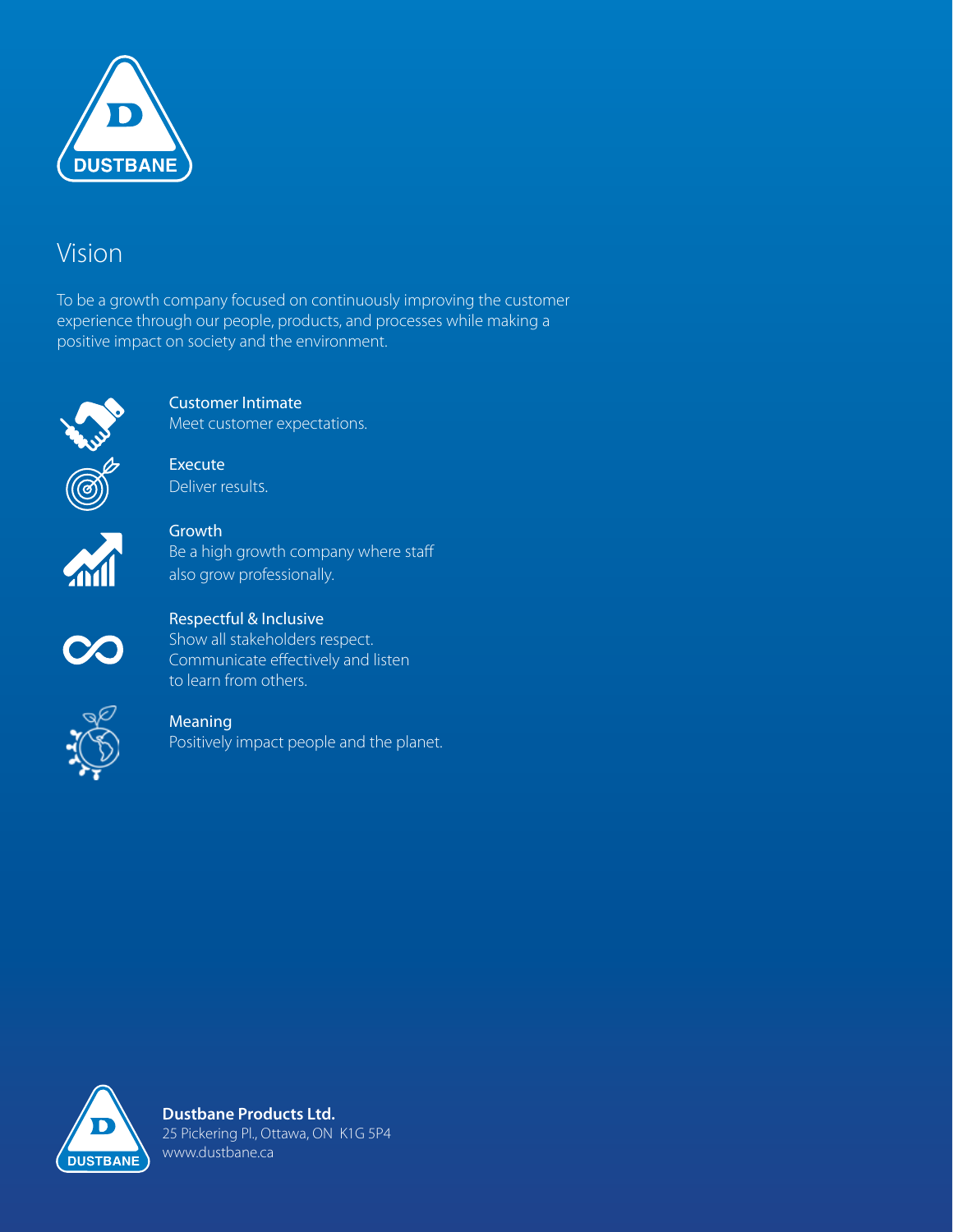DUSTBANE

## Vision

To be a growth company focused on continuously improving the customer experience through our people, products, and processes while making a positive impact on society and the environment.

**Customer Intimate**
Meet customer expectations.

**Execute**
Deliver results.

**Growth**
Be a high growth company where staff also grow professionally.

**Respectful & Inclusive**
Show all stakeholders respect.
Communicate effectively and listen to learn from others.

**Meaning**
Positively impact people and the planet.

DUSTBANE

**Dustbane Products Ltd.**
25 Pickering Pl., Ottawa, ON K1G 5P4
www.dustbane.ca